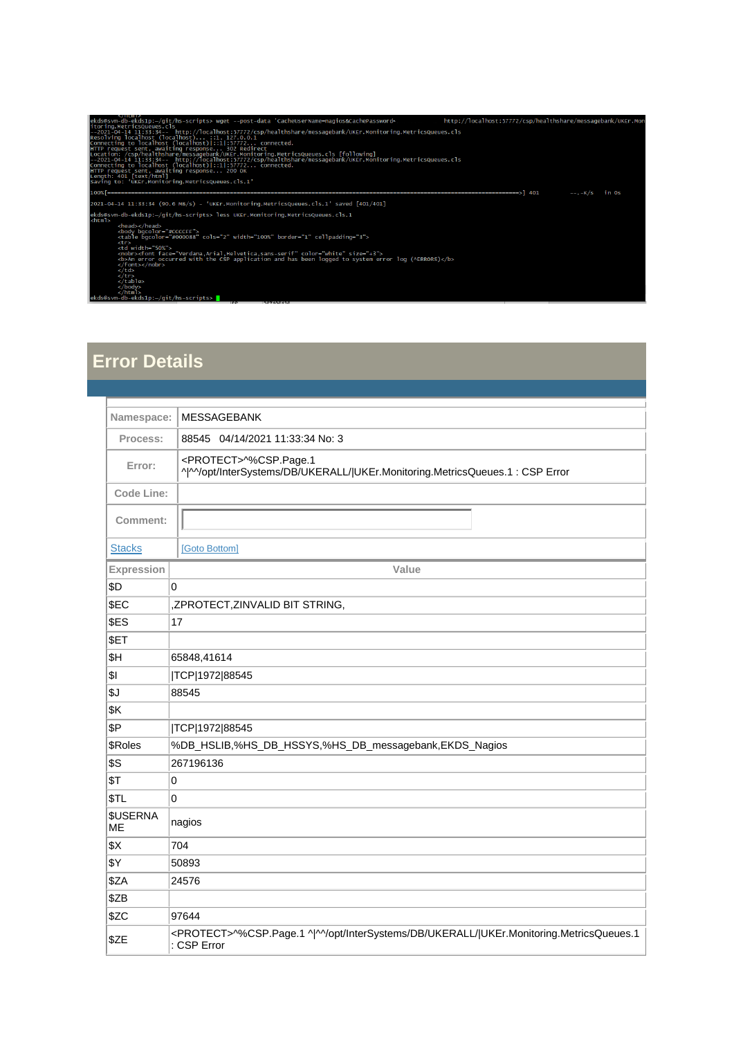```
ekds@svm-db-ekds1p:~/git/hs-scripts> wget --post-data 'CacheUserName=nagios&CachePassword=                http://localhost:57772/csp/healthshare/messagebank/UKEr.Mon
itoring.MetricsQueues.cls
--2021-04-14 11:33:34--  http://localhost:57772/csp/healthshare/messagebank/UKEr.Monitoring.MetricsQueues.cls
Resolving localhost (localhost)... ::1, 127.0.0.1
Connecting to localhost (localhost)|::1|:57772... connected.
HTTP request sent, awaiting response... 302 Redirect
Location: /csp/healthshare/messagebank/UKEr.Monitoring.MetricsQueues.cls [following]
--2021-04-14 11:33:34--  http://localhost:57772/csp/healthshare/messagebank/UKEr.Monitoring.MetricsQueues.cls
Connecting to localhost (localhost)|::1|:57772... connected.
HTTP request sent, awaiting response... 200 OK
Length: 401 [text/html]
Saving to: 'UKEr.Monitoring.MetricsQueues.cls.1'

100%[==========================================================================================>] 401         --.-K/s   in 0s

2021-04-14 11:33:34 (90.6 MB/s) - 'UKEr.Monitoring.MetricsQueues.cls.1' saved [401/401]

ekds@svm-db-ekds1p:~/git/hs-scripts> less UKEr.Monitoring.MetricsQueues.cls.1
<html>
        <head></head>
        <body bgcolor="#CCCCFF">
        <table bgcolor="#000088" cols="2" width="100%" border="1" cellpadding="3">
        <tr>
        <td width="50%">
        <nobr><font face="Verdana,Arial,Helvetica,sans-serif" color="white" size="+3">
        <b>An error occurred with the CSP application and has been logged to system error log (^ERRORS)</b>
        </font></nobr>
        </td>
        </tr>
        </table>
        </body>
        </html>
ekds@svm-db-ekds1p:~/git/hs-scripts>
```

# Error Details

| | |
|---|---|
| Namespace: | MESSAGEBANK |
| Process: | 88545 04/14/2021 11:33:34 No: 3 |
| Error: | <PROTECT>^%CSP.Page.1 ^\|^^/opt/InterSystems/DB/UKERALL/\|UKEr.Monitoring.MetricsQueues.1 : CSP Error |
| Code Line: | |
| Comment: | |
| Stacks | [Goto Bottom] |

| Expression | Value |
|---|---|
| $D | 0 |
| $EC | ,ZPROTECT,ZINVALID BIT STRING, |
| $ES | 17 |
| $ET | |
| $H | 65848,41614 |
| $I | \|TCP\|1972\|88545 |
| $J | 88545 |
| $K | |
| $P | \|TCP\|1972\|88545 |
| $Roles | %DB_HSLIB,%HS_DB_HSSYS,%HS_DB_messagebank,EKDS_Nagios |
| $S | 267196136 |
| $T | 0 |
| $TL | 0 |
| $USERNAME | nagios |
| $X | 704 |
| $Y | 50893 |
| $ZA | 24576 |
| $ZB | |
| $ZC | 97644 |
| $ZE | <PROTECT>^%CSP.Page.1 ^\|^^/opt/InterSystems/DB/UKERALL/\|UKEr.Monitoring.MetricsQueues.1 : CSP Error |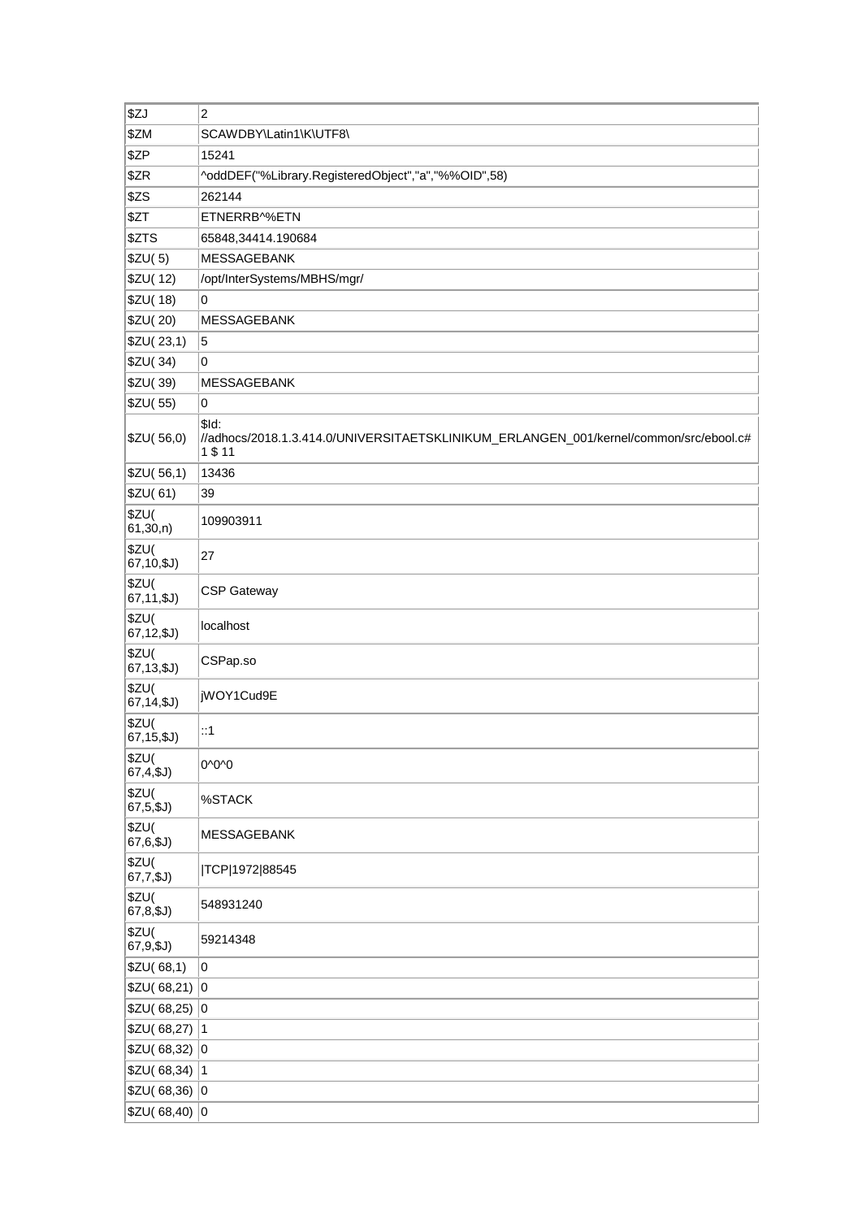| | |
|---|---|
| $ZJ | 2 |
| $ZM | SCAWDBY\Latin1\K\UTF8\ |
| $ZP | 15241 |
| $ZR | ^oddDEF("%Library.RegisteredObject","a","%%OID",58) |
| $ZS | 262144 |
| $ZT | ETNERRB^%ETN |
| $ZTS | 65848,34414.190684 |
| $ZU( 5) | MESSAGEBANK |
| $ZU( 12) | /opt/InterSystems/MBHS/mgr/ |
| $ZU( 18) | 0 |
| $ZU( 20) | MESSAGEBANK |
| $ZU( 23,1) | 5 |
| $ZU( 34) | 0 |
| $ZU( 39) | MESSAGEBANK |
| $ZU( 55) | 0 |
| $ZU( 56,0) | $Id: //adhocs/2018.1.3.414.0/UNIVERSITAETSKLINIKUM_ERLANGEN_001/kernel/common/src/ebool.c# 1 $ 11 |
| $ZU( 56,1) | 13436 |
| $ZU( 61) | 39 |
| $ZU( 61,30,n) | 109903911 |
| $ZU( 67,10,$J) | 27 |
| $ZU( 67,11,$J) | CSP Gateway |
| $ZU( 67,12,$J) | localhost |
| $ZU( 67,13,$J) | CSPap.so |
| $ZU( 67,14,$J) | jWOY1Cud9E |
| $ZU( 67,15,$J) | ::1 |
| $ZU( 67,4,$J) | 0^0^0 |
| $ZU( 67,5,$J) | %STACK |
| $ZU( 67,6,$J) | MESSAGEBANK |
| $ZU( 67,7,$J) | \|TCP\|1972\|88545 |
| $ZU( 67,8,$J) | 548931240 |
| $ZU( 67,9,$J) | 59214348 |
| $ZU( 68,1) | 0 |
| $ZU( 68,21) | 0 |
| $ZU( 68,25) | 0 |
| $ZU( 68,27) | 1 |
| $ZU( 68,32) | 0 |
| $ZU( 68,34) | 1 |
| $ZU( 68,36) | 0 |
| $ZU( 68,40) | 0 |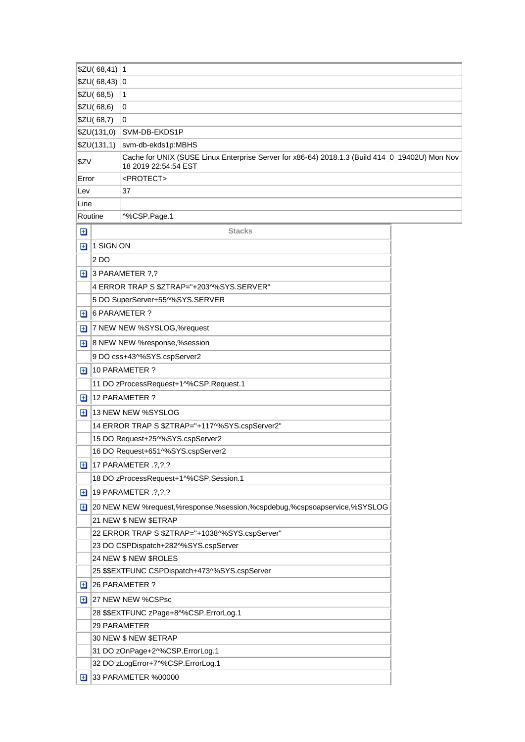| | |
|---|---|
| $ZU( 68,41) | 1 |
| $ZU( 68,43) | 0 |
| $ZU( 68,5) | 1 |
| $ZU( 68,6) | 0 |
| $ZU( 68,7) | 0 |
| $ZU(131,0) | SVM-DB-EKDS1P |
| $ZU(131,1) | svm-db-ekds1p:MBHS |
| $ZV | Cache for UNIX (SUSE Linux Enterprise Server for x86-64) 2018.1.3 (Build 414_0_19402U) Mon Nov 18 2019 22:54:54 EST |
| Error | <PROTECT> |
| Lev | 37 |
| Line | |
| Routine | ^%CSP.Page.1 |

| | Stacks |
|---|---|
| ⊞ | 1 SIGN ON |
| | 2 DO |
| ⊞ | 3 PARAMETER ?,? |
| | 4 ERROR TRAP S $ZTRAP="+203^%SYS.SERVER" |
| | 5 DO SuperServer+55^%SYS.SERVER |
| ⊞ | 6 PARAMETER ? |
| ⊞ | 7 NEW NEW %SYSLOG,%request |
| ⊞ | 8 NEW NEW %response,%session |
| | 9 DO css+43^%SYS.cspServer2 |
| ⊞ | 10 PARAMETER ? |
| | 11 DO zProcessRequest+1^%CSP.Request.1 |
| ⊞ | 12 PARAMETER ? |
| ⊞ | 13 NEW NEW %SYSLOG |
| | 14 ERROR TRAP S $ZTRAP="+117^%SYS.cspServer2" |
| | 15 DO Request+25^%SYS.cspServer2 |
| | 16 DO Request+651^%SYS.cspServer2 |
| ⊞ | 17 PARAMETER .?,?,? |
| | 18 DO zProcessRequest+1^%CSP.Session.1 |
| ⊞ | 19 PARAMETER .?,?,? |
| ⊞ | 20 NEW NEW %request,%response,%session,%cspdebug,%cspsoapservice,%SYSLOG |
| | 21 NEW $ NEW $ETRAP |
| | 22 ERROR TRAP S $ZTRAP="+1038^%SYS.cspServer" |
| | 23 DO CSPDispatch+282^%SYS.cspServer |
| | 24 NEW $ NEW $ROLES |
| | 25 $$EXTFUNC CSPDispatch+473^%SYS.cspServer |
| ⊞ | 26 PARAMETER ? |
| ⊞ | 27 NEW NEW %CSPsc |
| | 28 $$EXTFUNC zPage+8^%CSP.ErrorLog.1 |
| | 29 PARAMETER |
| | 30 NEW $ NEW $ETRAP |
| | 31 DO zOnPage+2^%CSP.ErrorLog.1 |
| | 32 DO zLogError+7^%CSP.ErrorLog.1 |
| ⊞ | 33 PARAMETER %00000 |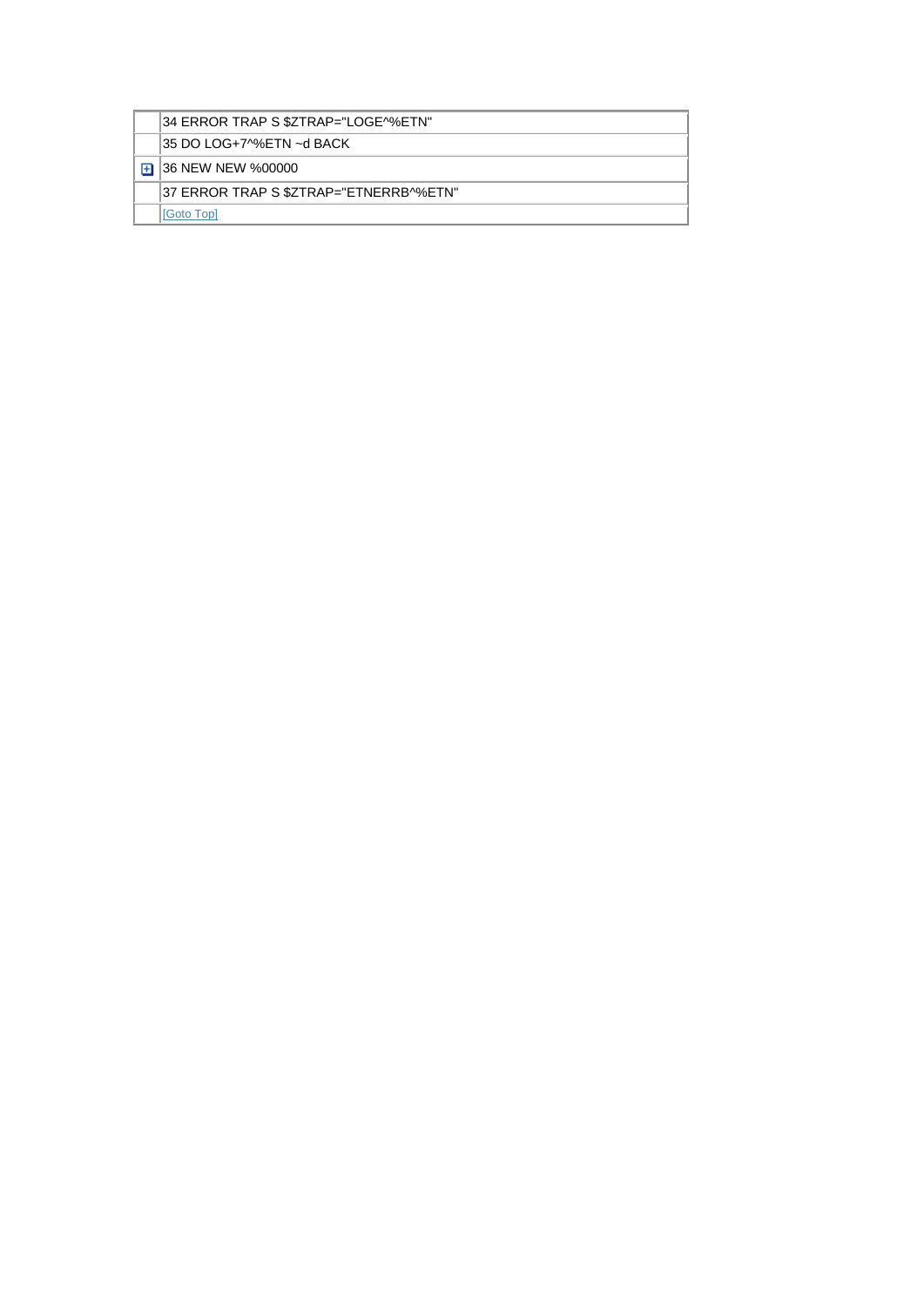| | |
|---|---|
| | 34 ERROR TRAP S $ZTRAP="LOGE^%ETN" |
| | 35 DO LOG+7^%ETN ~d BACK |
| ⊞ | 36 NEW NEW %00000 |
| | 37 ERROR TRAP S $ZTRAP="ETNERRB^%ETN" |
| | [Goto Top] |